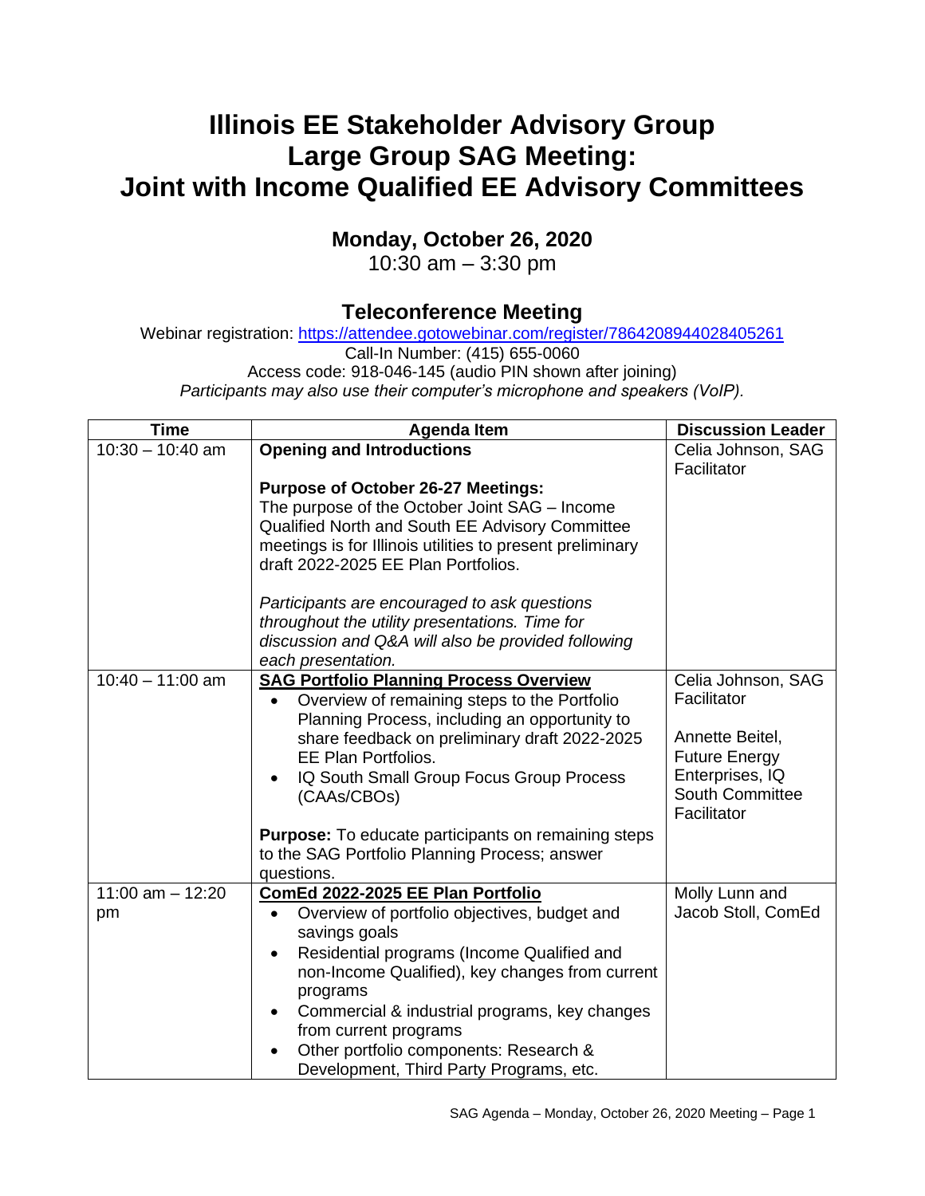# Illinois EE Stakeholder Advisory Group Large Group SAG Meeting: Joint with Income Qualified EE Advisory Committees

## Monday, October 26, 2020

10:30 am – 3:30 pm

## Teleconference Meeting

Webinar registration: https://attendee.gotowebinar.com/register/7864208944028405261

Call-In Number: (415) 655-0060

Access code: 918-046-145 (audio PIN shown after joining)

*Participants may also use their computer's microphone and speakers (VoIP).*

| Time | Agenda Item | Discussion Leader |
|---|---|---|
| 10:30 – 10:40 am | **Opening and Introductions**<br><br>**Purpose of October 26-27 Meetings:**<br>The purpose of the October Joint SAG – Income Qualified North and South EE Advisory Committee meetings is for Illinois utilities to present preliminary draft 2022-2025 EE Plan Portfolios.<br><br>*Participants are encouraged to ask questions throughout the utility presentations. Time for discussion and Q&A will also be provided following each presentation.* | Celia Johnson, SAG Facilitator |
| 10:40 – 11:00 am | **SAG Portfolio Planning Process Overview**<br>• Overview of remaining steps to the Portfolio Planning Process, including an opportunity to share feedback on preliminary draft 2022-2025 EE Plan Portfolios.<br>• IQ South Small Group Focus Group Process (CAAs/CBOs)<br><br>**Purpose:** To educate participants on remaining steps to the SAG Portfolio Planning Process; answer questions. | Celia Johnson, SAG Facilitator<br><br>Annette Beitel, Future Energy Enterprises, IQ South Committee Facilitator |
| 11:00 am – 12:20 pm | **ComEd 2022-2025 EE Plan Portfolio**<br>• Overview of portfolio objectives, budget and savings goals<br>• Residential programs (Income Qualified and non-Income Qualified), key changes from current programs<br>• Commercial & industrial programs, key changes from current programs<br>• Other portfolio components: Research & Development, Third Party Programs, etc. | Molly Lunn and Jacob Stoll, ComEd |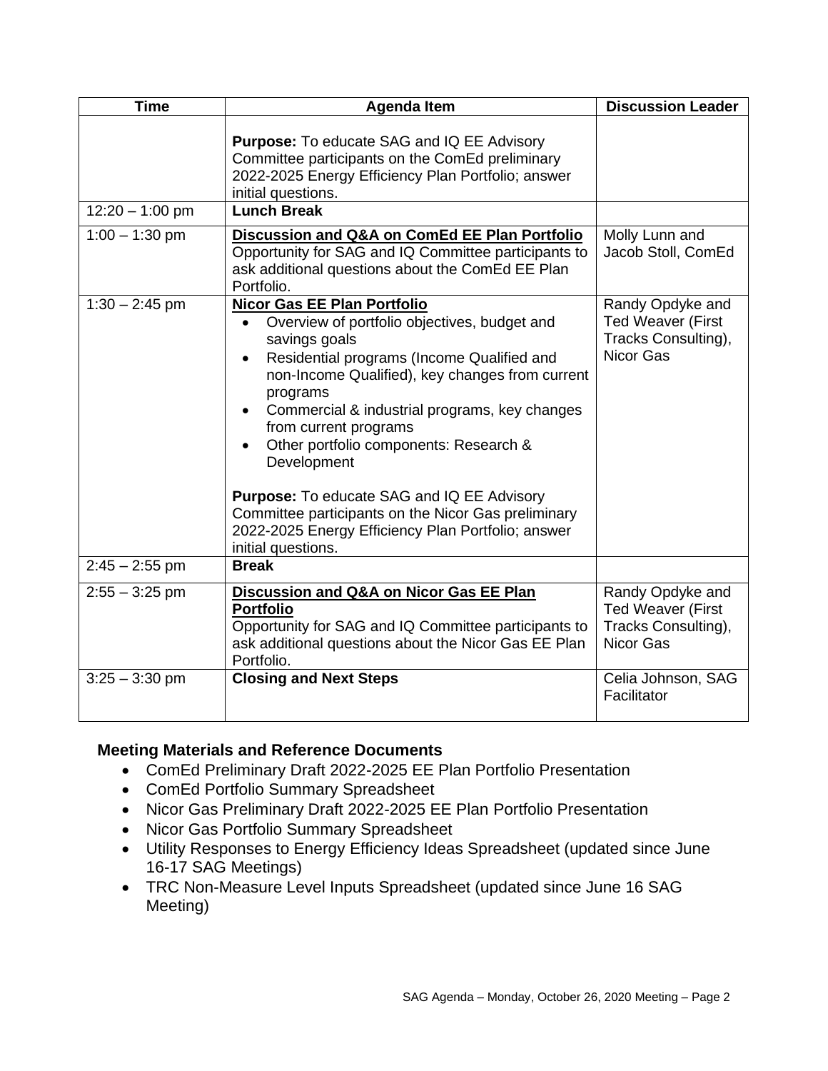| Time | Agenda Item | Discussion Leader |
|---|---|---|
| | **Purpose:** To educate SAG and IQ EE Advisory Committee participants on the ComEd preliminary 2022-2025 Energy Efficiency Plan Portfolio; answer initial questions. | |
| 12:20 – 1:00 pm | **Lunch Break** | |
| 1:00 – 1:30 pm | **Discussion and Q&A on ComEd EE Plan Portfolio**<br>Opportunity for SAG and IQ Committee participants to ask additional questions about the ComEd EE Plan Portfolio. | Molly Lunn and Jacob Stoll, ComEd |
| 1:30 – 2:45 pm | **Nicor Gas EE Plan Portfolio**<br>• Overview of portfolio objectives, budget and savings goals<br>• Residential programs (Income Qualified and non-Income Qualified), key changes from current programs<br>• Commercial & industrial programs, key changes from current programs<br>• Other portfolio components: Research & Development<br><br>**Purpose:** To educate SAG and IQ EE Advisory Committee participants on the Nicor Gas preliminary 2022-2025 Energy Efficiency Plan Portfolio; answer initial questions. | Randy Opdyke and Ted Weaver (First Tracks Consulting), Nicor Gas |
| 2:45 – 2:55 pm | **Break** | |
| 2:55 – 3:25 pm | **Discussion and Q&A on Nicor Gas EE Plan Portfolio**<br>Opportunity for SAG and IQ Committee participants to ask additional questions about the Nicor Gas EE Plan Portfolio. | Randy Opdyke and Ted Weaver (First Tracks Consulting), Nicor Gas |
| 3:25 – 3:30 pm | **Closing and Next Steps** | Celia Johnson, SAG Facilitator |

**Meeting Materials and Reference Documents**

- ComEd Preliminary Draft 2022-2025 EE Plan Portfolio Presentation
- ComEd Portfolio Summary Spreadsheet
- Nicor Gas Preliminary Draft 2022-2025 EE Plan Portfolio Presentation
- Nicor Gas Portfolio Summary Spreadsheet
- Utility Responses to Energy Efficiency Ideas Spreadsheet (updated since June 16-17 SAG Meetings)
- TRC Non-Measure Level Inputs Spreadsheet (updated since June 16 SAG Meeting)